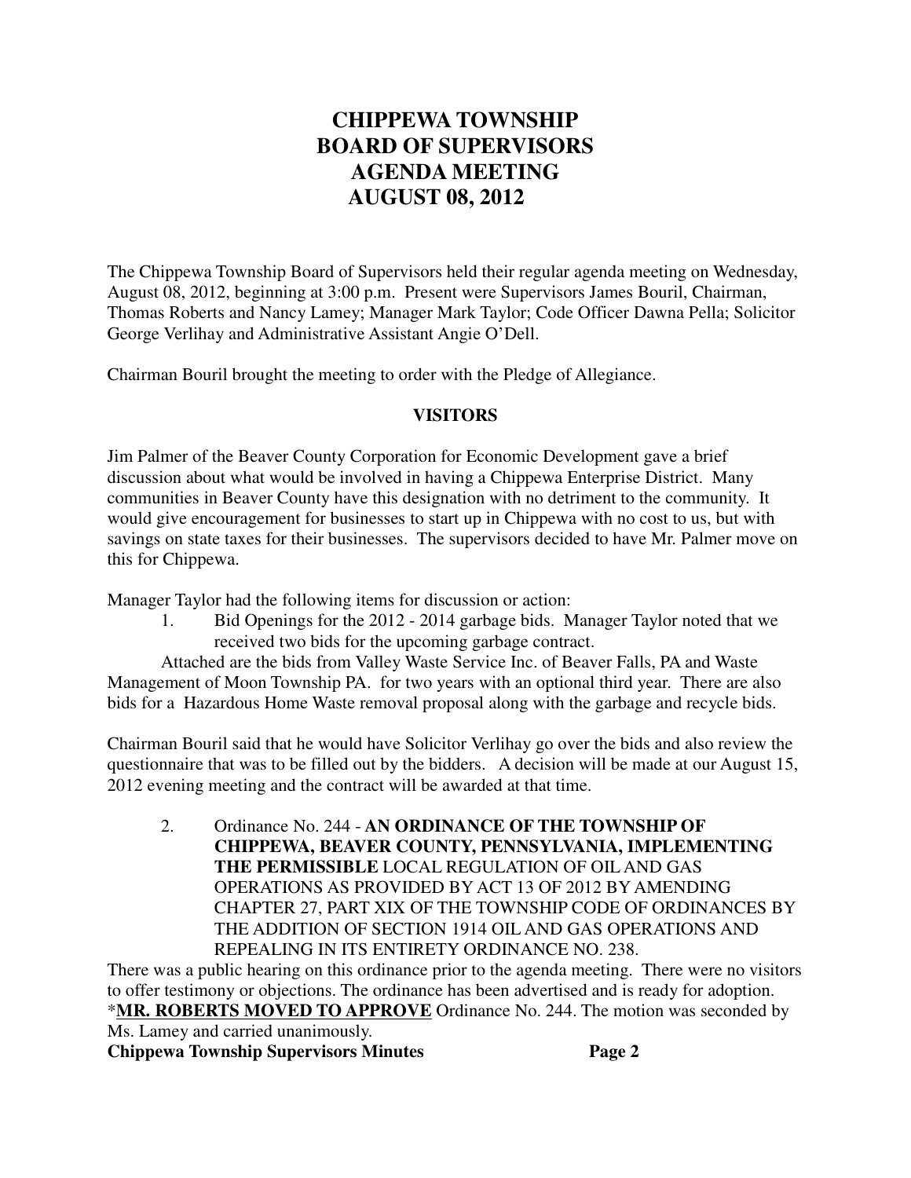# CHIPPEWA TOWNSHIP BOARD OF SUPERVISORS AGENDA MEETING AUGUST 08, 2012

The Chippewa Township Board of Supervisors held their regular agenda meeting on Wednesday, August 08, 2012, beginning at 3:00 p.m. Present were Supervisors James Bouril, Chairman, Thomas Roberts and Nancy Lamey; Manager Mark Taylor; Code Officer Dawna Pella; Solicitor George Verlihay and Administrative Assistant Angie O'Dell.

Chairman Bouril brought the meeting to order with the Pledge of Allegiance.

## VISITORS

Jim Palmer of the Beaver County Corporation for Economic Development gave a brief discussion about what would be involved in having a Chippewa Enterprise District. Many communities in Beaver County have this designation with no detriment to the community. It would give encouragement for businesses to start up in Chippewa with no cost to us, but with savings on state taxes for their businesses. The supervisors decided to have Mr. Palmer move on this for Chippewa.

Manager Taylor had the following items for discussion or action:

1. Bid Openings for the 2012 - 2014 garbage bids. Manager Taylor noted that we received two bids for the upcoming garbage contract.

Attached are the bids from Valley Waste Service Inc. of Beaver Falls, PA and Waste Management of Moon Township PA. for two years with an optional third year. There are also bids for a Hazardous Home Waste removal proposal along with the garbage and recycle bids.

Chairman Bouril said that he would have Solicitor Verlihay go over the bids and also review the questionnaire that was to be filled out by the bidders. A decision will be made at our August 15, 2012 evening meeting and the contract will be awarded at that time.

2. Ordinance No. 244 - **AN ORDINANCE OF THE TOWNSHIP OF CHIPPEWA, BEAVER COUNTY, PENNSYLVANIA, IMPLEMENTING THE PERMISSIBLE** LOCAL REGULATION OF OIL AND GAS OPERATIONS AS PROVIDED BY ACT 13 OF 2012 BY AMENDING CHAPTER 27, PART XIX OF THE TOWNSHIP CODE OF ORDINANCES BY THE ADDITION OF SECTION 1914 OIL AND GAS OPERATIONS AND REPEALING IN ITS ENTIRETY ORDINANCE NO. 238.

There was a public hearing on this ordinance prior to the agenda meeting. There were no visitors to offer testimony or objections. The ordinance has been advertised and is ready for adoption.

*__MR. ROBERTS MOVED TO APPROVE__ Ordinance No. 244. The motion was seconded by Ms. Lamey and carried unanimously.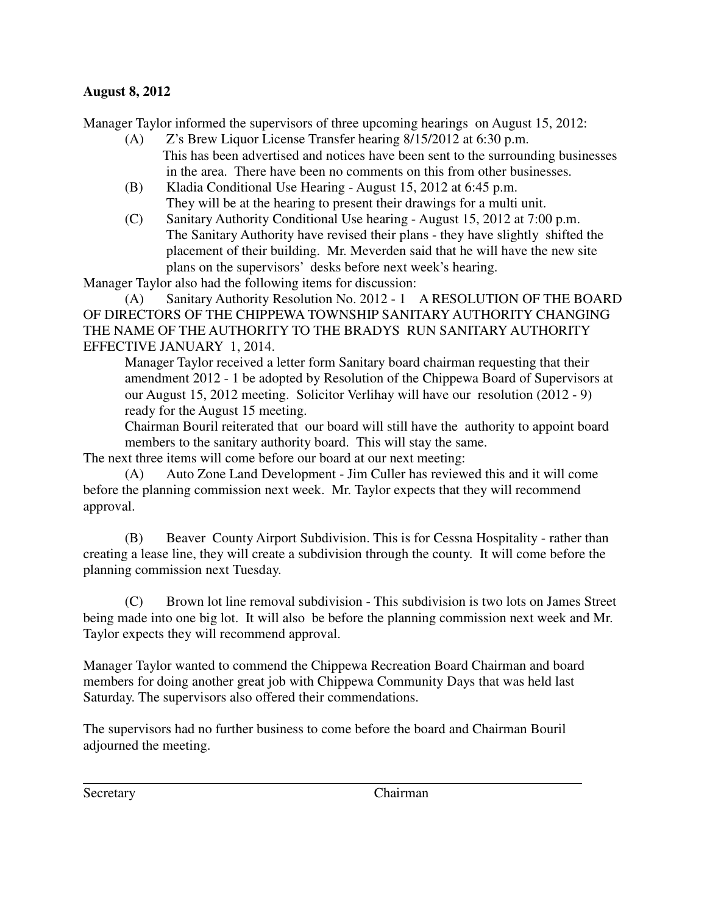**August 8, 2012**

Manager Taylor informed the supervisors of three upcoming hearings on August 15, 2012:

(A) Z's Brew Liquor License Transfer hearing 8/15/2012 at 6:30 p.m.
This has been advertised and notices have been sent to the surrounding businesses in the area. There have been no comments on this from other businesses.

(B) Kladia Conditional Use Hearing - August 15, 2012 at 6:45 p.m.
They will be at the hearing to present their drawings for a multi unit.

(C) Sanitary Authority Conditional Use hearing - August 15, 2012 at 7:00 p.m.
The Sanitary Authority have revised their plans - they have slightly shifted the placement of their building. Mr. Meverden said that he will have the new site plans on the supervisors' desks before next week's hearing.

Manager Taylor also had the following items for discussion:

(A) Sanitary Authority Resolution No. 2012 - 1 A RESOLUTION OF THE BOARD OF DIRECTORS OF THE CHIPPEWA TOWNSHIP SANITARY AUTHORITY CHANGING THE NAME OF THE AUTHORITY TO THE BRADYS RUN SANITARY AUTHORITY EFFECTIVE JANUARY 1, 2014.

Manager Taylor received a letter form Sanitary board chairman requesting that their amendment 2012 - 1 be adopted by Resolution of the Chippewa Board of Supervisors at our August 15, 2012 meeting. Solicitor Verlihay will have our resolution (2012 - 9) ready for the August 15 meeting.

Chairman Bouril reiterated that our board will still have the authority to appoint board members to the sanitary authority board. This will stay the same.

The next three items will come before our board at our next meeting:

(A) Auto Zone Land Development - Jim Culler has reviewed this and it will come before the planning commission next week. Mr. Taylor expects that they will recommend approval.

(B) Beaver County Airport Subdivision. This is for Cessna Hospitality - rather than creating a lease line, they will create a subdivision through the county. It will come before the planning commission next Tuesday.

(C) Brown lot line removal subdivision - This subdivision is two lots on James Street being made into one big lot. It will also be before the planning commission next week and Mr. Taylor expects they will recommend approval.

Manager Taylor wanted to commend the Chippewa Recreation Board Chairman and board members for doing another great job with Chippewa Community Days that was held last Saturday. The supervisors also offered their commendations.

The supervisors had no further business to come before the board and Chairman Bouril adjourned the meeting.

Secretary Chairman